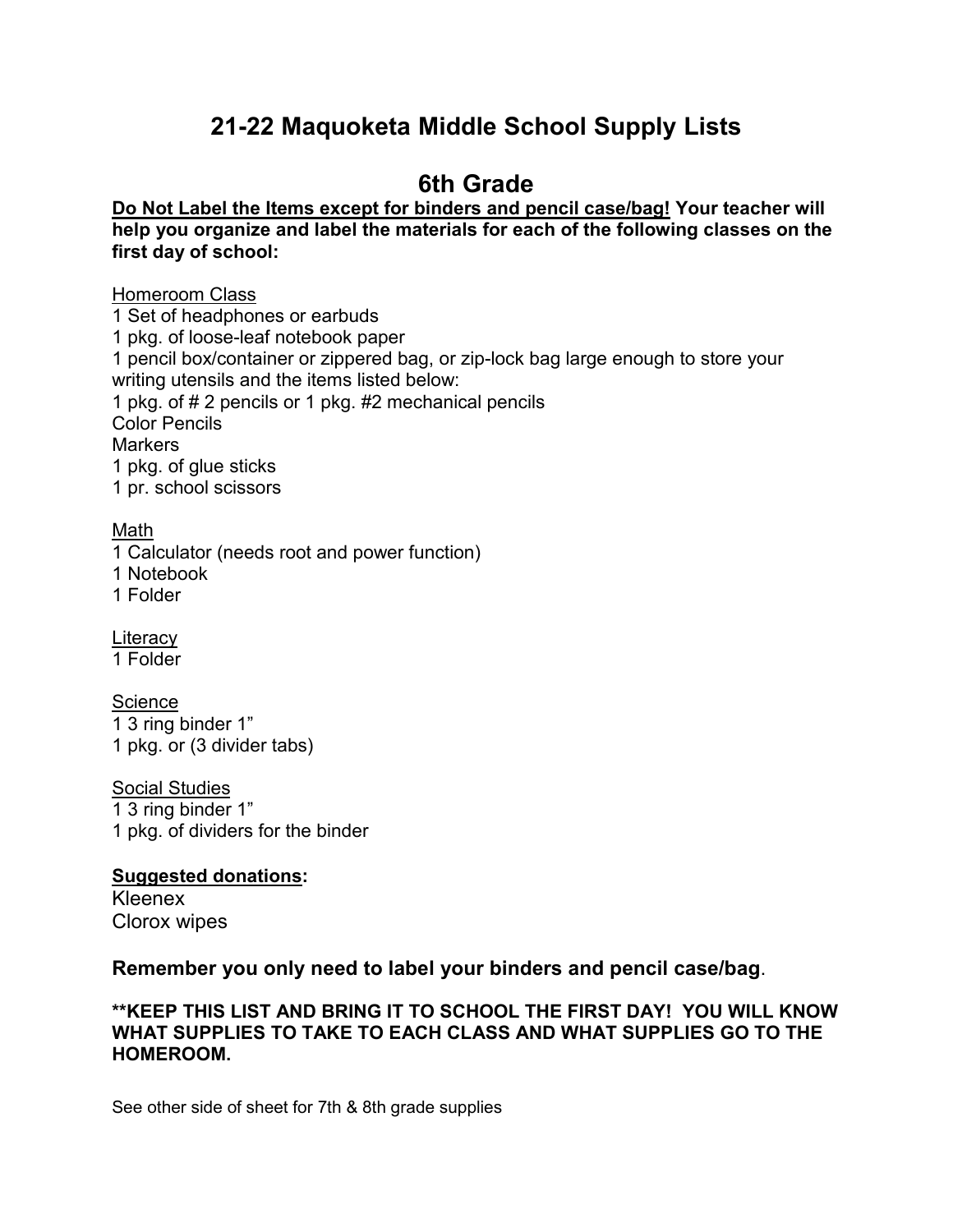# 21-22 Maquoketa Middle School Supply Lists

## 6th Grade

**Do Not Label the Items except for binders and pencil case/bag! Your teacher will help you organize and label the materials for each of the following classes on the first day of school:**

Homeroom Class
1 Set of headphones or earbuds
1 pkg. of loose-leaf notebook paper
1 pencil box/container or zippered bag, or zip-lock bag large enough to store your writing utensils and the items listed below:
1 pkg. of # 2 pencils or 1 pkg. #2 mechanical pencils
Color Pencils
Markers
1 pkg. of glue sticks
1 pr. school scissors

Math
1 Calculator (needs root and power function)
1 Notebook
1 Folder

Literacy
1 Folder

Science
1 3 ring binder 1”
1 pkg. or (3 divider tabs)

Social Studies
1 3 ring binder 1”
1 pkg. of dividers for the binder

**Suggested donations:**
Kleenex
Clorox wipes

**Remember you only need to label your binders and pencil case/bag**.

****KEEP THIS LIST AND BRING IT TO SCHOOL THE FIRST DAY! YOU WILL KNOW WHAT SUPPLIES TO TAKE TO EACH CLASS AND WHAT SUPPLIES GO TO THE HOMEROOM.**

See other side of sheet for 7th & 8th grade supplies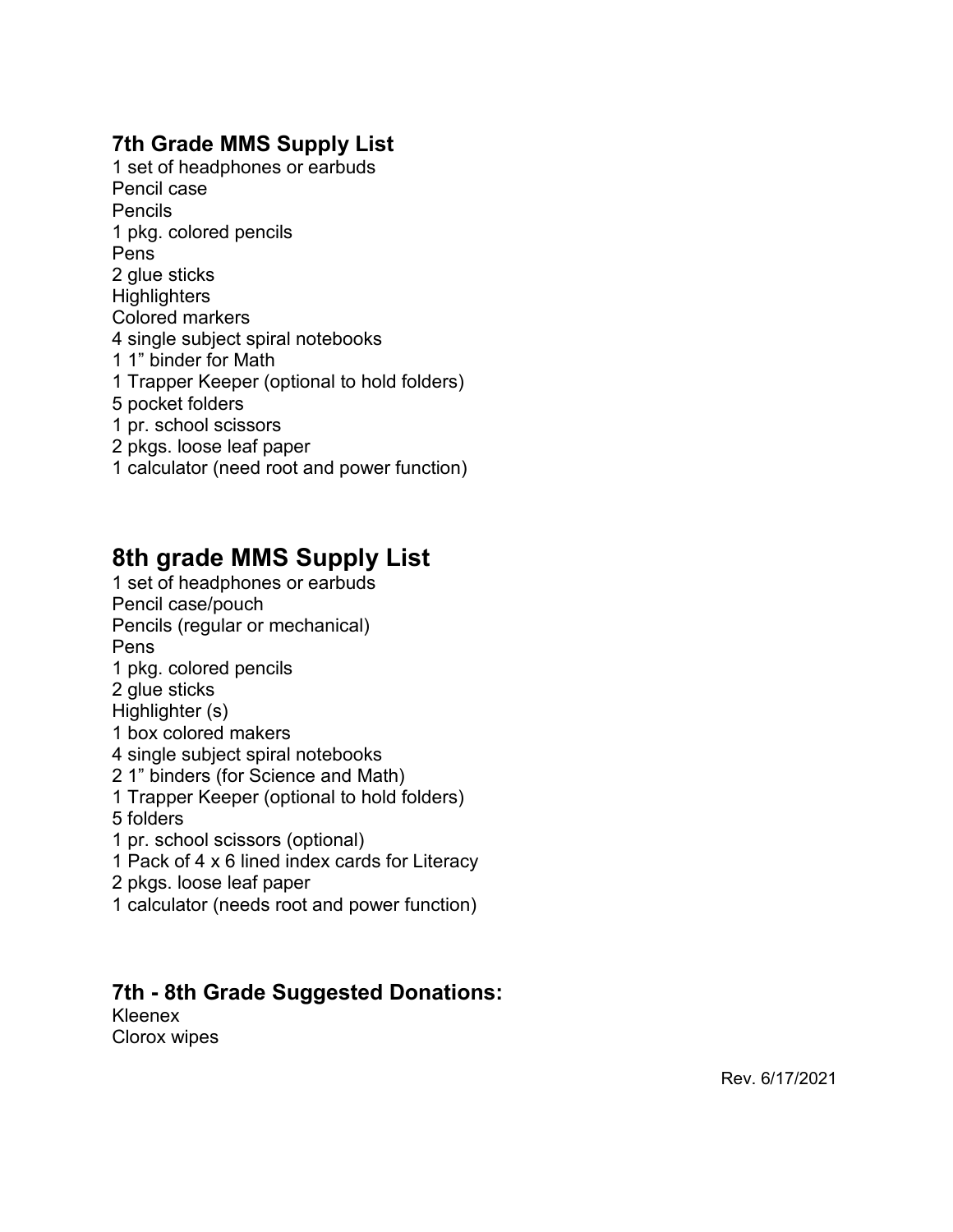### 7th Grade MMS Supply List

1 set of headphones or earbuds
Pencil case
Pencils
1 pkg. colored pencils
Pens
2 glue sticks
Highlighters
Colored markers
4 single subject spiral notebooks
1 1" binder for Math
1 Trapper Keeper (optional to hold folders)
5 pocket folders
1 pr. school scissors
2 pkgs. loose leaf paper
1 calculator (need root and power function)

## 8th grade MMS Supply List

1 set of headphones or earbuds
Pencil case/pouch
Pencils (regular or mechanical)
Pens
1 pkg. colored pencils
2 glue sticks
Highlighter (s)
1 box colored makers
4 single subject spiral notebooks
2 1" binders (for Science and Math)
1 Trapper Keeper (optional to hold folders)
5 folders
1 pr. school scissors (optional)
1 Pack of 4 x 6 lined index cards for Literacy
2 pkgs. loose leaf paper
1 calculator (needs root and power function)

### 7th - 8th Grade Suggested Donations:

Kleenex
Clorox wipes

Rev. 6/17/2021